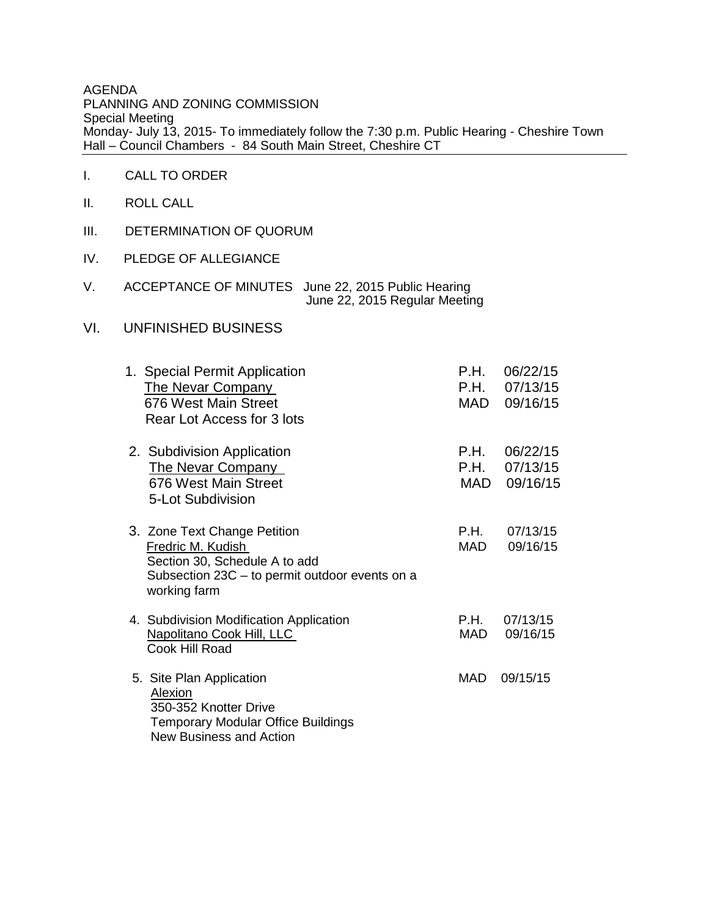AGENDA
PLANNING AND ZONING COMMISSION
Special Meeting
Monday- July 13, 2015- To immediately follow the 7:30 p.m. Public Hearing - Cheshire Town Hall – Council Chambers - 84 South Main Street, Cheshire CT

---

I. CALL TO ORDER

II. ROLL CALL

III. DETERMINATION OF QUORUM

IV. PLEDGE OF ALLEGIANCE

V. ACCEPTANCE OF MINUTES June 22, 2015 Public Hearing
June 22, 2015 Regular Meeting

VI. UNFINISHED BUSINESS

1. Special Permit Application — P.H. 06/22/15
   The Nevar Company — P.H. 07/13/15
   676 West Main Street — MAD 09/16/15
   Rear Lot Access for 3 lots

2. Subdivision Application — P.H. 06/22/15
   The Nevar Company — P.H. 07/13/15
   676 West Main Street — MAD 09/16/15
   5-Lot Subdivision

3. Zone Text Change Petition — P.H. 07/13/15
   Fredric M. Kudish — MAD 09/16/15
   Section 30, Schedule A to add
   Subsection 23C – to permit outdoor events on a working farm

4. Subdivision Modification Application — P.H. 07/13/15
   Napolitano Cook Hill, LLC — MAD 09/16/15
   Cook Hill Road

5. Site Plan Application — MAD 09/15/15
   Alexion
   350-352 Knotter Drive
   Temporary Modular Office Buildings
   New Business and Action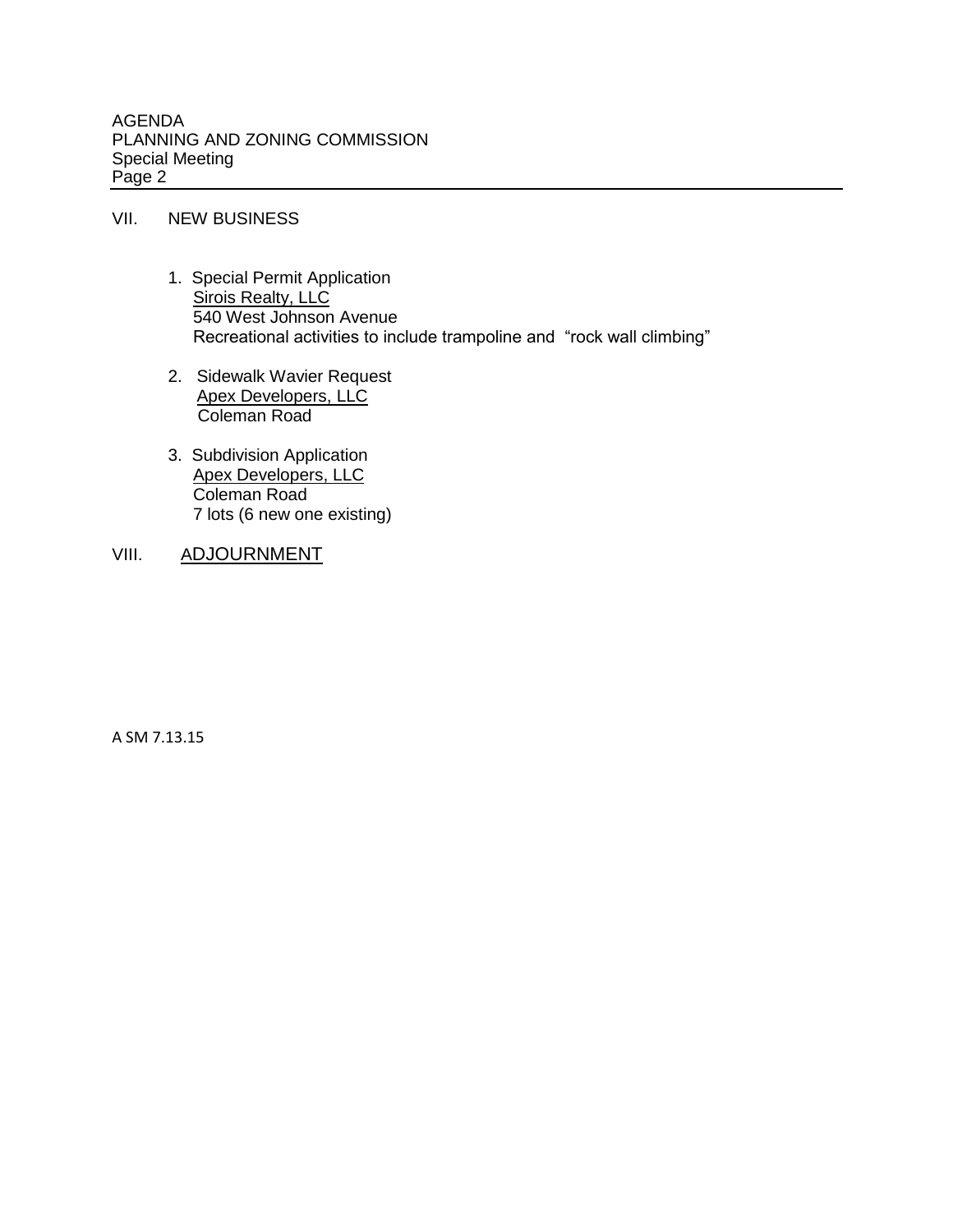## VII. NEW BUSINESS

1. Special Permit Application
   Sirois Realty, LLC
   540 West Johnson Avenue
   Recreational activities to include trampoline and "rock wall climbing"

2. Sidewalk Wavier Request
   Apex Developers, LLC
   Coleman Road

3. Subdivision Application
   Apex Developers, LLC
   Coleman Road
   7 lots (6 new one existing)

## VIII. ADJOURNMENT

A SM 7.13.15